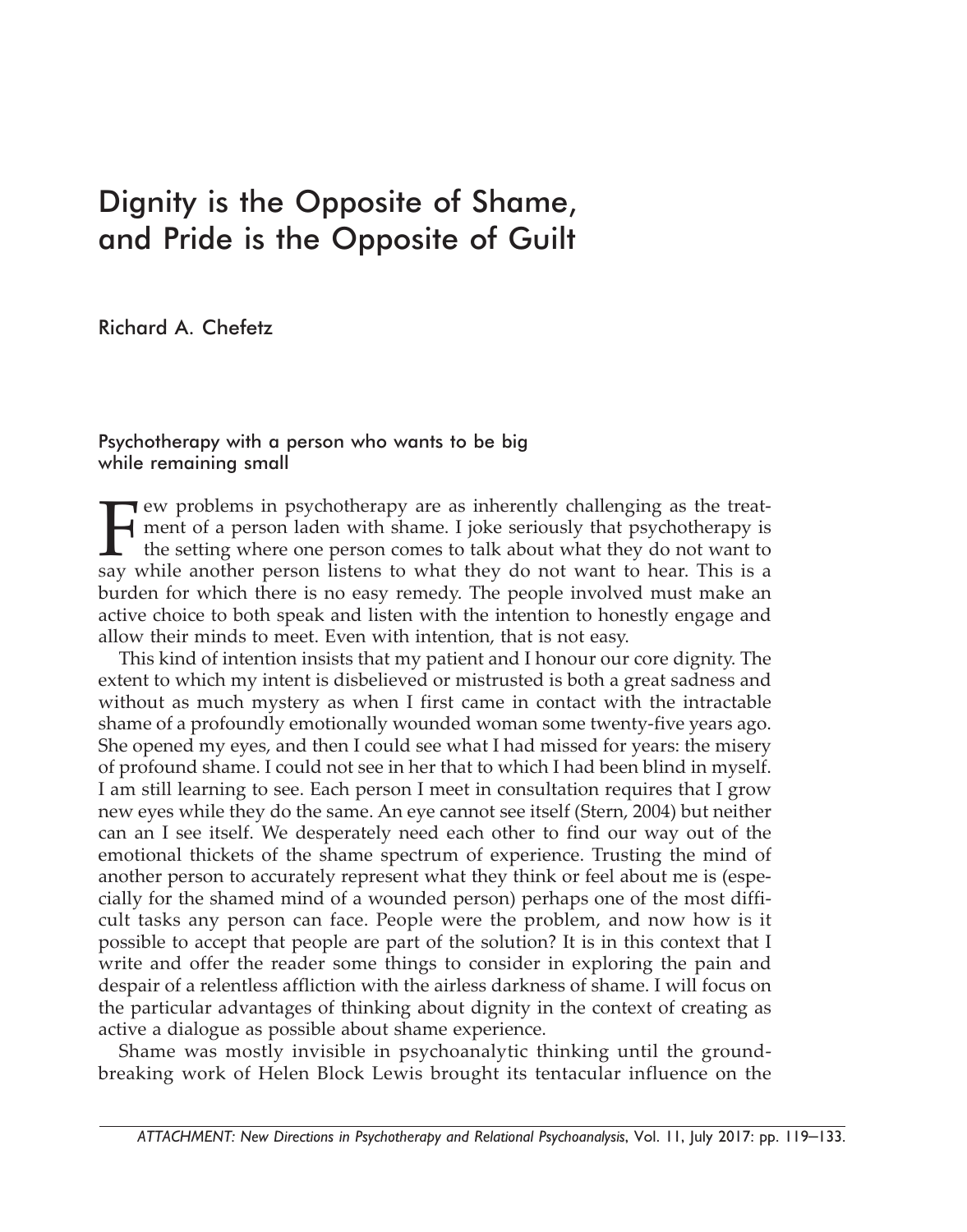# Dignity is the Opposite of Shame, and Pride is the Opposite of Guilt

Richard A. Chefetz

## Psychotherapy with a person who wants to be big while remaining small

Few problems in psychotherapy are as inherently challenging as the treatment of a person laden with shame. I joke seriously that psychotherapy is the setting where one person comes to talk about what they do not want to say while another person listens to what they do not want to hear. This is a burden for which there is no easy remedy. The people involved must make an active choice to both speak and listen with the intention to honestly engage and allow their minds to meet. Even with intention, that is not easy.

This kind of intention insists that my patient and I honour our core dignity. The extent to which my intent is disbelieved or mistrusted is both a great sadness and without as much mystery as when I first came in contact with the intractable shame of a profoundly emotionally wounded woman some twenty-five years ago. She opened my eyes, and then I could see what I had missed for years: the misery of profound shame. I could not see in her that to which I had been blind in myself. I am still learning to see. Each person I meet in consultation requires that I grow new eyes while they do the same. An eye cannot see itself (Stern, 2004) but neither can an I see itself. We desperately need each other to find our way out of the emotional thickets of the shame spectrum of experience. Trusting the mind of another person to accurately represent what they think or feel about me is (especially for the shamed mind of a wounded person) perhaps one of the most difficult tasks any person can face. People were the problem, and now how is it possible to accept that people are part of the solution? It is in this context that I write and offer the reader some things to consider in exploring the pain and despair of a relentless affliction with the airless darkness of shame. I will focus on the particular advantages of thinking about dignity in the context of creating as active a dialogue as possible about shame experience.

Shame was mostly invisible in psychoanalytic thinking until the groundbreaking work of Helen Block Lewis brought its tentacular influence on the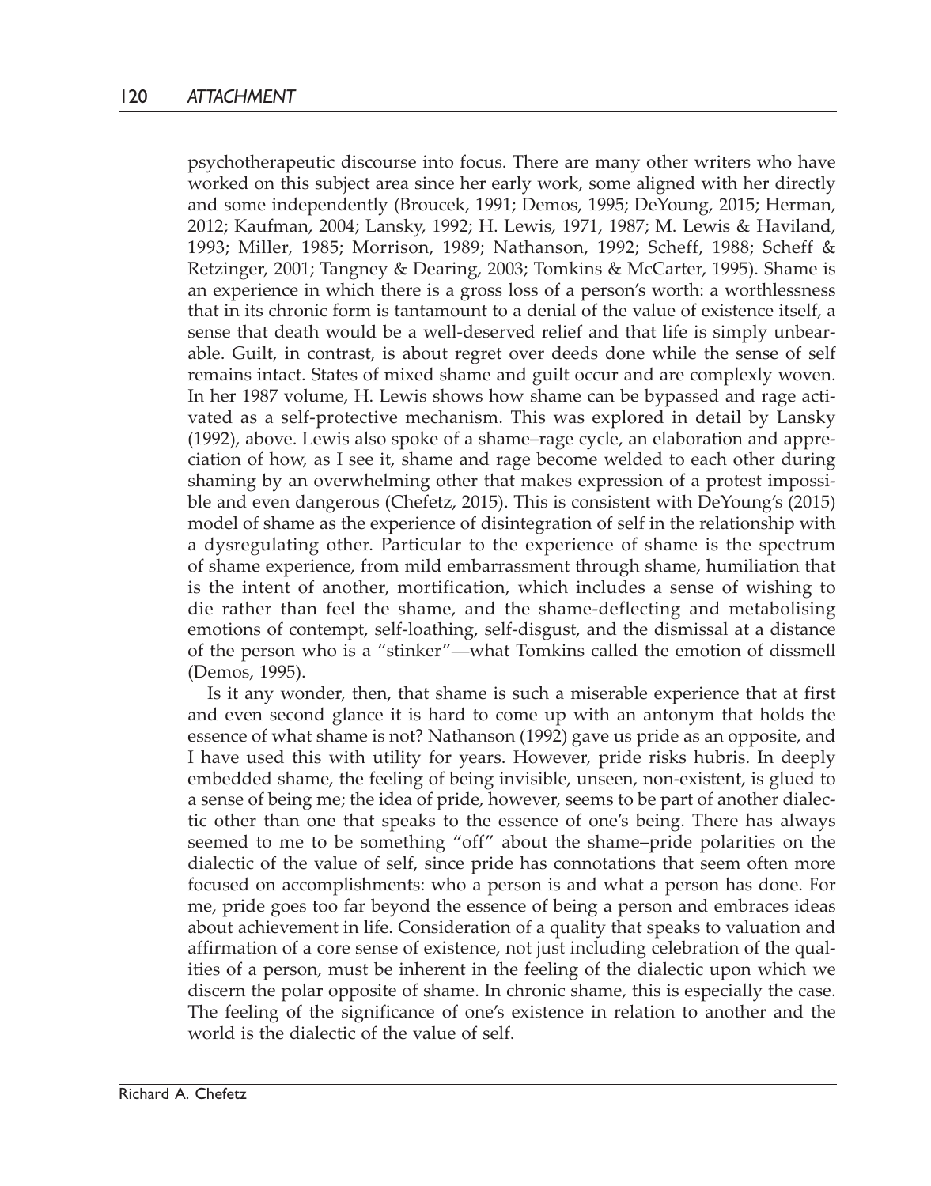psychotherapeutic discourse into focus. There are many other writers who have worked on this subject area since her early work, some aligned with her directly and some independently (Broucek, 1991; Demos, 1995; DeYoung, 2015; Herman, 2012; Kaufman, 2004; Lansky, 1992; H. Lewis, 1971, 1987; M. Lewis & Haviland, 1993; Miller, 1985; Morrison, 1989; Nathanson, 1992; Scheff, 1988; Scheff & Retzinger, 2001; Tangney & Dearing, 2003; Tomkins & McCarter, 1995). Shame is an experience in which there is a gross loss of a person's worth: a worthlessness that in its chronic form is tantamount to a denial of the value of existence itself, a sense that death would be a well-deserved relief and that life is simply unbearable. Guilt, in contrast, is about regret over deeds done while the sense of self remains intact. States of mixed shame and guilt occur and are complexly woven. In her 1987 volume, H. Lewis shows how shame can be bypassed and rage activated as a self-protective mechanism. This was explored in detail by Lansky (1992), above. Lewis also spoke of a shame–rage cycle, an elaboration and appreciation of how, as I see it, shame and rage become welded to each other during shaming by an overwhelming other that makes expression of a protest impossible and even dangerous (Chefetz, 2015). This is consistent with DeYoung's (2015) model of shame as the experience of disintegration of self in the relationship with a dysregulating other. Particular to the experience of shame is the spectrum of shame experience, from mild embarrassment through shame, humiliation that is the intent of another, mortification, which includes a sense of wishing to die rather than feel the shame, and the shame-deflecting and metabolising emotions of contempt, self-loathing, self-disgust, and the dismissal at a distance of the person who is a "stinker"—what Tomkins called the emotion of dissmell (Demos, 1995).

Is it any wonder, then, that shame is such a miserable experience that at first and even second glance it is hard to come up with an antonym that holds the essence of what shame is not? Nathanson (1992) gave us pride as an opposite, and I have used this with utility for years. However, pride risks hubris. In deeply embedded shame, the feeling of being invisible, unseen, non-existent, is glued to a sense of being me; the idea of pride, however, seems to be part of another dialectic other than one that speaks to the essence of one's being. There has always seemed to me to be something "off" about the shame–pride polarities on the dialectic of the value of self, since pride has connotations that seem often more focused on accomplishments: who a person is and what a person has done. For me, pride goes too far beyond the essence of being a person and embraces ideas about achievement in life. Consideration of a quality that speaks to valuation and affirmation of a core sense of existence, not just including celebration of the qualities of a person, must be inherent in the feeling of the dialectic upon which we discern the polar opposite of shame. In chronic shame, this is especially the case. The feeling of the significance of one's existence in relation to another and the world is the dialectic of the value of self.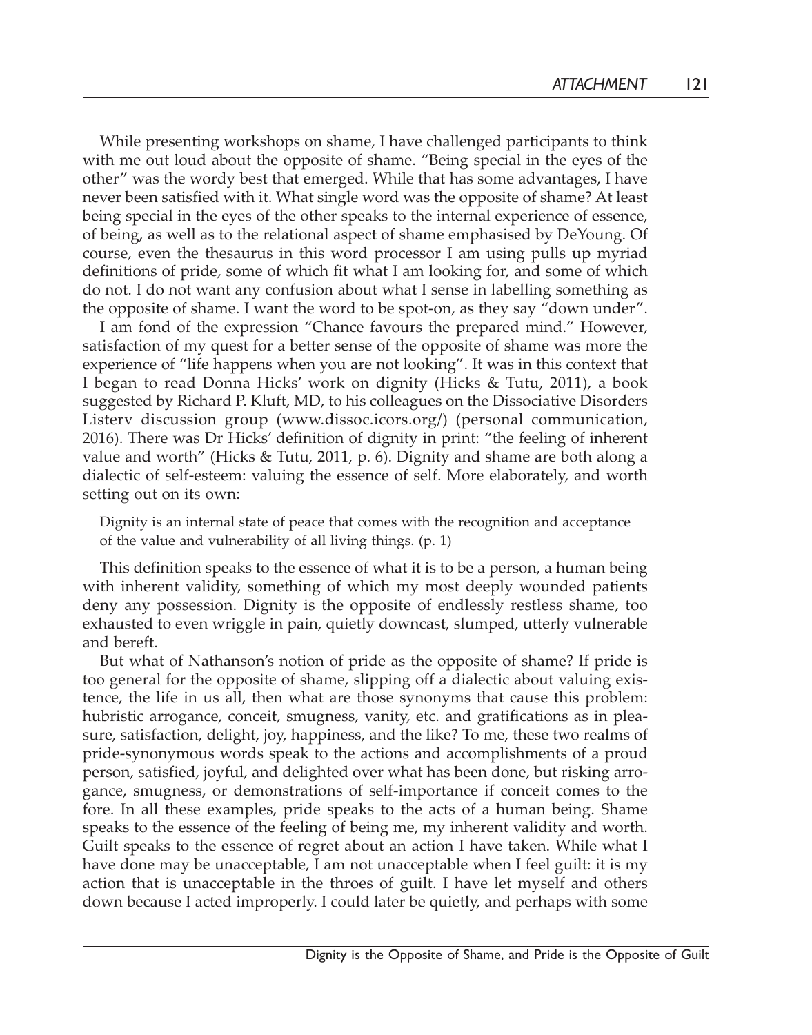While presenting workshops on shame, I have challenged participants to think with me out loud about the opposite of shame. "Being special in the eyes of the other" was the wordy best that emerged. While that has some advantages, I have never been satisfied with it. What single word was the opposite of shame? At least being special in the eyes of the other speaks to the internal experience of essence, of being, as well as to the relational aspect of shame emphasised by DeYoung. Of course, even the thesaurus in this word processor I am using pulls up myriad definitions of pride, some of which fit what I am looking for, and some of which do not. I do not want any confusion about what I sense in labelling something as the opposite of shame. I want the word to be spot-on, as they say "down under".

I am fond of the expression "Chance favours the prepared mind." However, satisfaction of my quest for a better sense of the opposite of shame was more the experience of "life happens when you are not looking". It was in this context that I began to read Donna Hicks' work on dignity (Hicks & Tutu, 2011), a book suggested by Richard P. Kluft, MD, to his colleagues on the Dissociative Disorders Listerv discussion group (www.dissoc.icors.org/) (personal communication, 2016). There was Dr Hicks' definition of dignity in print: "the feeling of inherent value and worth" (Hicks & Tutu, 2011, p. 6). Dignity and shame are both along a dialectic of self-esteem: valuing the essence of self. More elaborately, and worth setting out on its own:

> Dignity is an internal state of peace that comes with the recognition and acceptance of the value and vulnerability of all living things. (p. 1)

This definition speaks to the essence of what it is to be a person, a human being with inherent validity, something of which my most deeply wounded patients deny any possession. Dignity is the opposite of endlessly restless shame, too exhausted to even wriggle in pain, quietly downcast, slumped, utterly vulnerable and bereft.

But what of Nathanson's notion of pride as the opposite of shame? If pride is too general for the opposite of shame, slipping off a dialectic about valuing existence, the life in us all, then what are those synonyms that cause this problem: hubristic arrogance, conceit, smugness, vanity, etc. and gratifications as in pleasure, satisfaction, delight, joy, happiness, and the like? To me, these two realms of pride-synonymous words speak to the actions and accomplishments of a proud person, satisfied, joyful, and delighted over what has been done, but risking arrogance, smugness, or demonstrations of self-importance if conceit comes to the fore. In all these examples, pride speaks to the acts of a human being. Shame speaks to the essence of the feeling of being me, my inherent validity and worth. Guilt speaks to the essence of regret about an action I have taken. While what I have done may be unacceptable, I am not unacceptable when I feel guilt: it is my action that is unacceptable in the throes of guilt. I have let myself and others down because I acted improperly. I could later be quietly, and perhaps with some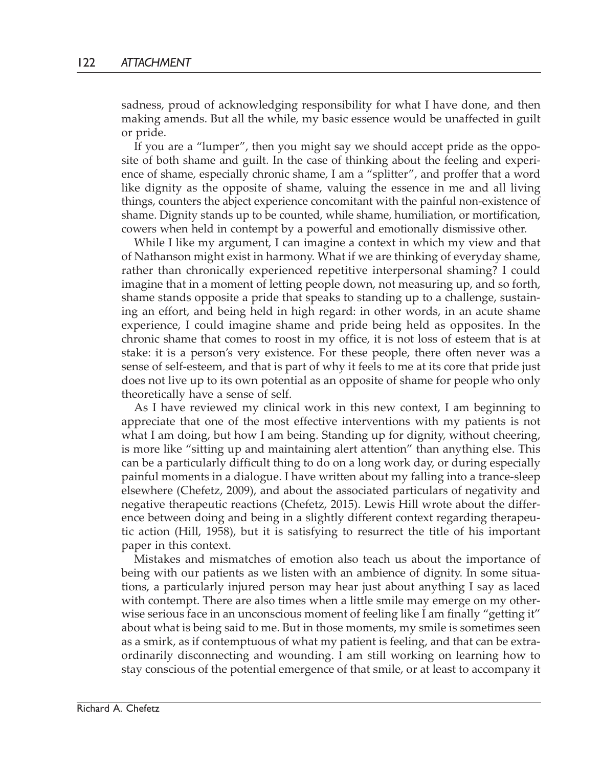sadness, proud of acknowledging responsibility for what I have done, and then making amends. But all the while, my basic essence would be unaffected in guilt or pride.

If you are a "lumper", then you might say we should accept pride as the opposite of both shame and guilt. In the case of thinking about the feeling and experience of shame, especially chronic shame, I am a "splitter", and proffer that a word like dignity as the opposite of shame, valuing the essence in me and all living things, counters the abject experience concomitant with the painful non-existence of shame. Dignity stands up to be counted, while shame, humiliation, or mortification, cowers when held in contempt by a powerful and emotionally dismissive other.

While I like my argument, I can imagine a context in which my view and that of Nathanson might exist in harmony. What if we are thinking of everyday shame, rather than chronically experienced repetitive interpersonal shaming? I could imagine that in a moment of letting people down, not measuring up, and so forth, shame stands opposite a pride that speaks to standing up to a challenge, sustaining an effort, and being held in high regard: in other words, in an acute shame experience, I could imagine shame and pride being held as opposites. In the chronic shame that comes to roost in my office, it is not loss of esteem that is at stake: it is a person's very existence. For these people, there often never was a sense of self-esteem, and that is part of why it feels to me at its core that pride just does not live up to its own potential as an opposite of shame for people who only theoretically have a sense of self.

As I have reviewed my clinical work in this new context, I am beginning to appreciate that one of the most effective interventions with my patients is not what I am doing, but how I am being. Standing up for dignity, without cheering, is more like "sitting up and maintaining alert attention" than anything else. This can be a particularly difficult thing to do on a long work day, or during especially painful moments in a dialogue. I have written about my falling into a trance-sleep elsewhere (Chefetz, 2009), and about the associated particulars of negativity and negative therapeutic reactions (Chefetz, 2015). Lewis Hill wrote about the difference between doing and being in a slightly different context regarding therapeutic action (Hill, 1958), but it is satisfying to resurrect the title of his important paper in this context.

Mistakes and mismatches of emotion also teach us about the importance of being with our patients as we listen with an ambience of dignity. In some situations, a particularly injured person may hear just about anything I say as laced with contempt. There are also times when a little smile may emerge on my otherwise serious face in an unconscious moment of feeling like I am finally "getting it" about what is being said to me. But in those moments, my smile is sometimes seen as a smirk, as if contemptuous of what my patient is feeling, and that can be extraordinarily disconnecting and wounding. I am still working on learning how to stay conscious of the potential emergence of that smile, or at least to accompany it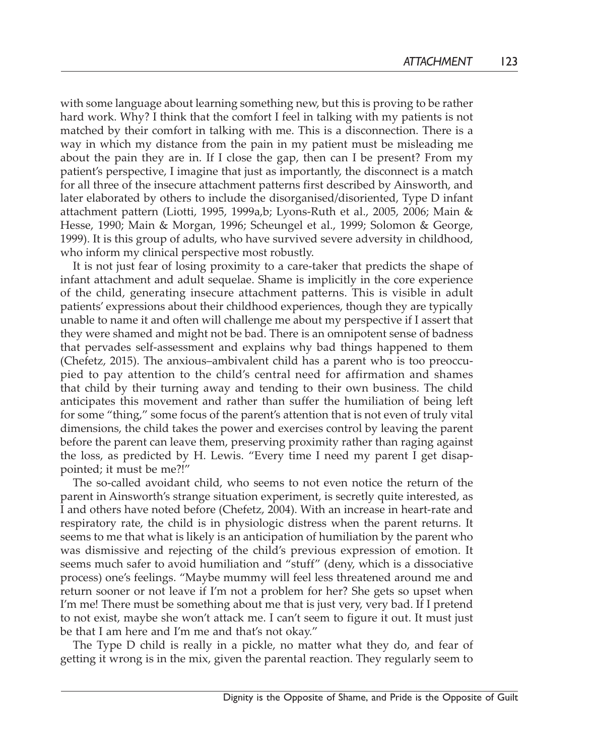with some language about learning something new, but this is proving to be rather hard work. Why? I think that the comfort I feel in talking with my patients is not matched by their comfort in talking with me. This is a disconnection. There is a way in which my distance from the pain in my patient must be misleading me about the pain they are in. If I close the gap, then can I be present? From my patient's perspective, I imagine that just as importantly, the disconnect is a match for all three of the insecure attachment patterns first described by Ainsworth, and later elaborated by others to include the disorganised/disoriented, Type D infant attachment pattern (Liotti, 1995, 1999a,b; Lyons-Ruth et al., 2005, 2006; Main & Hesse, 1990; Main & Morgan, 1996; Scheungel et al., 1999; Solomon & George, 1999). It is this group of adults, who have survived severe adversity in childhood, who inform my clinical perspective most robustly.

It is not just fear of losing proximity to a care-taker that predicts the shape of infant attachment and adult sequelae. Shame is implicitly in the core experience of the child, generating insecure attachment patterns. This is visible in adult patients' expressions about their childhood experiences, though they are typically unable to name it and often will challenge me about my perspective if I assert that they were shamed and might not be bad. There is an omnipotent sense of badness that pervades self-assessment and explains why bad things happened to them (Chefetz, 2015). The anxious–ambivalent child has a parent who is too preoccupied to pay attention to the child's central need for affirmation and shames that child by their turning away and tending to their own business. The child anticipates this movement and rather than suffer the humiliation of being left for some "thing," some focus of the parent's attention that is not even of truly vital dimensions, the child takes the power and exercises control by leaving the parent before the parent can leave them, preserving proximity rather than raging against the loss, as predicted by H. Lewis. "Every time I need my parent I get disappointed; it must be me?!"

The so-called avoidant child, who seems to not even notice the return of the parent in Ainsworth's strange situation experiment, is secretly quite interested, as I and others have noted before (Chefetz, 2004). With an increase in heart-rate and respiratory rate, the child is in physiologic distress when the parent returns. It seems to me that what is likely is an anticipation of humiliation by the parent who was dismissive and rejecting of the child's previous expression of emotion. It seems much safer to avoid humiliation and "stuff" (deny, which is a dissociative process) one's feelings. "Maybe mummy will feel less threatened around me and return sooner or not leave if I'm not a problem for her? She gets so upset when I'm me! There must be something about me that is just very, very bad. If I pretend to not exist, maybe she won't attack me. I can't seem to figure it out. It must just be that I am here and I'm me and that's not okay."

The Type D child is really in a pickle, no matter what they do, and fear of getting it wrong is in the mix, given the parental reaction. They regularly seem to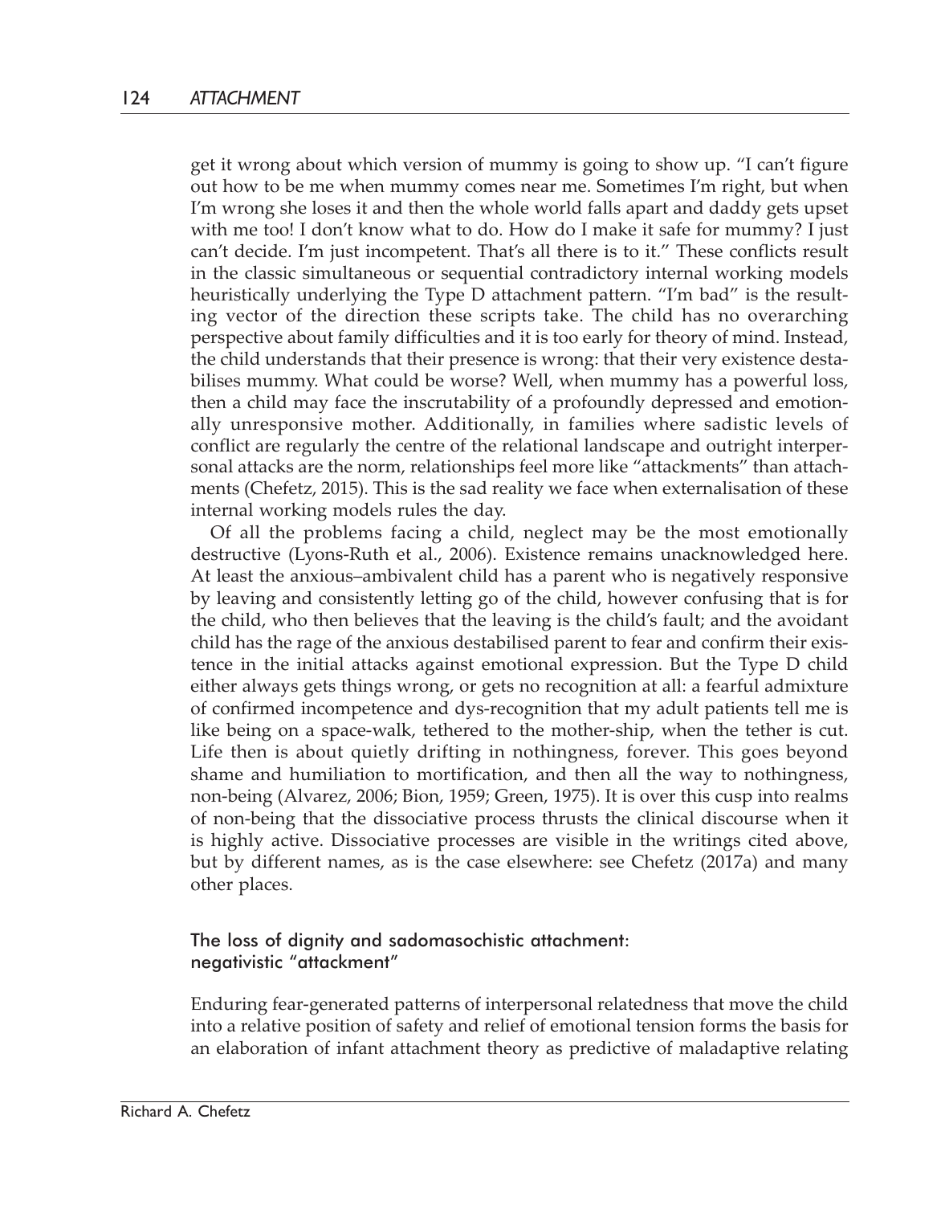get it wrong about which version of mummy is going to show up. "I can't figure out how to be me when mummy comes near me. Sometimes I'm right, but when I'm wrong she loses it and then the whole world falls apart and daddy gets upset with me too! I don't know what to do. How do I make it safe for mummy? I just can't decide. I'm just incompetent. That's all there is to it." These conflicts result in the classic simultaneous or sequential contradictory internal working models heuristically underlying the Type D attachment pattern. "I'm bad" is the resulting vector of the direction these scripts take. The child has no overarching perspective about family difficulties and it is too early for theory of mind. Instead, the child understands that their presence is wrong: that their very existence destabilises mummy. What could be worse? Well, when mummy has a powerful loss, then a child may face the inscrutability of a profoundly depressed and emotionally unresponsive mother. Additionally, in families where sadistic levels of conflict are regularly the centre of the relational landscape and outright interpersonal attacks are the norm, relationships feel more like "attackments" than attachments (Chefetz, 2015). This is the sad reality we face when externalisation of these internal working models rules the day.

Of all the problems facing a child, neglect may be the most emotionally destructive (Lyons-Ruth et al., 2006). Existence remains unacknowledged here. At least the anxious–ambivalent child has a parent who is negatively responsive by leaving and consistently letting go of the child, however confusing that is for the child, who then believes that the leaving is the child's fault; and the avoidant child has the rage of the anxious destabilised parent to fear and confirm their existence in the initial attacks against emotional expression. But the Type D child either always gets things wrong, or gets no recognition at all: a fearful admixture of confirmed incompetence and dys-recognition that my adult patients tell me is like being on a space-walk, tethered to the mother-ship, when the tether is cut. Life then is about quietly drifting in nothingness, forever. This goes beyond shame and humiliation to mortification, and then all the way to nothingness, non-being (Alvarez, 2006; Bion, 1959; Green, 1975). It is over this cusp into realms of non-being that the dissociative process thrusts the clinical discourse when it is highly active. Dissociative processes are visible in the writings cited above, but by different names, as is the case elsewhere: see Chefetz (2017a) and many other places.

### The loss of dignity and sadomasochistic attachment: negativistic "attackment"

Enduring fear-generated patterns of interpersonal relatedness that move the child into a relative position of safety and relief of emotional tension forms the basis for an elaboration of infant attachment theory as predictive of maladaptive relating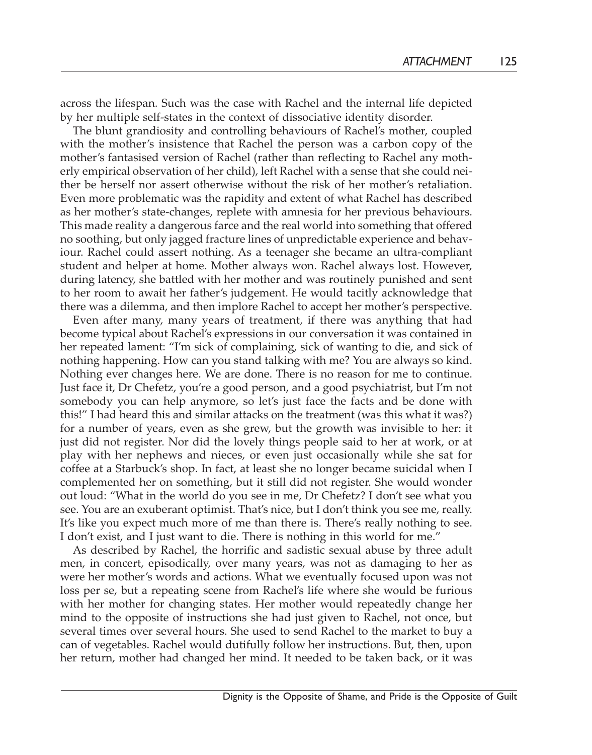across the lifespan. Such was the case with Rachel and the internal life depicted by her multiple self-states in the context of dissociative identity disorder.

The blunt grandiosity and controlling behaviours of Rachel's mother, coupled with the mother's insistence that Rachel the person was a carbon copy of the mother's fantasised version of Rachel (rather than reflecting to Rachel any motherly empirical observation of her child), left Rachel with a sense that she could neither be herself nor assert otherwise without the risk of her mother's retaliation. Even more problematic was the rapidity and extent of what Rachel has described as her mother's state-changes, replete with amnesia for her previous behaviours. This made reality a dangerous farce and the real world into something that offered no soothing, but only jagged fracture lines of unpredictable experience and behaviour. Rachel could assert nothing. As a teenager she became an ultra-compliant student and helper at home. Mother always won. Rachel always lost. However, during latency, she battled with her mother and was routinely punished and sent to her room to await her father's judgement. He would tacitly acknowledge that there was a dilemma, and then implore Rachel to accept her mother's perspective.

Even after many, many years of treatment, if there was anything that had become typical about Rachel's expressions in our conversation it was contained in her repeated lament: "I'm sick of complaining, sick of wanting to die, and sick of nothing happening. How can you stand talking with me? You are always so kind. Nothing ever changes here. We are done. There is no reason for me to continue. Just face it, Dr Chefetz, you're a good person, and a good psychiatrist, but I'm not somebody you can help anymore, so let's just face the facts and be done with this!" I had heard this and similar attacks on the treatment (was this what it was?) for a number of years, even as she grew, but the growth was invisible to her: it just did not register. Nor did the lovely things people said to her at work, or at play with her nephews and nieces, or even just occasionally while she sat for coffee at a Starbuck's shop. In fact, at least she no longer became suicidal when I complemented her on something, but it still did not register. She would wonder out loud: "What in the world do you see in me, Dr Chefetz? I don't see what you see. You are an exuberant optimist. That's nice, but I don't think you see me, really. It's like you expect much more of me than there is. There's really nothing to see. I don't exist, and I just want to die. There is nothing in this world for me."

As described by Rachel, the horrific and sadistic sexual abuse by three adult men, in concert, episodically, over many years, was not as damaging to her as were her mother's words and actions. What we eventually focused upon was not loss per se, but a repeating scene from Rachel's life where she would be furious with her mother for changing states. Her mother would repeatedly change her mind to the opposite of instructions she had just given to Rachel, not once, but several times over several hours. She used to send Rachel to the market to buy a can of vegetables. Rachel would dutifully follow her instructions. But, then, upon her return, mother had changed her mind. It needed to be taken back, or it was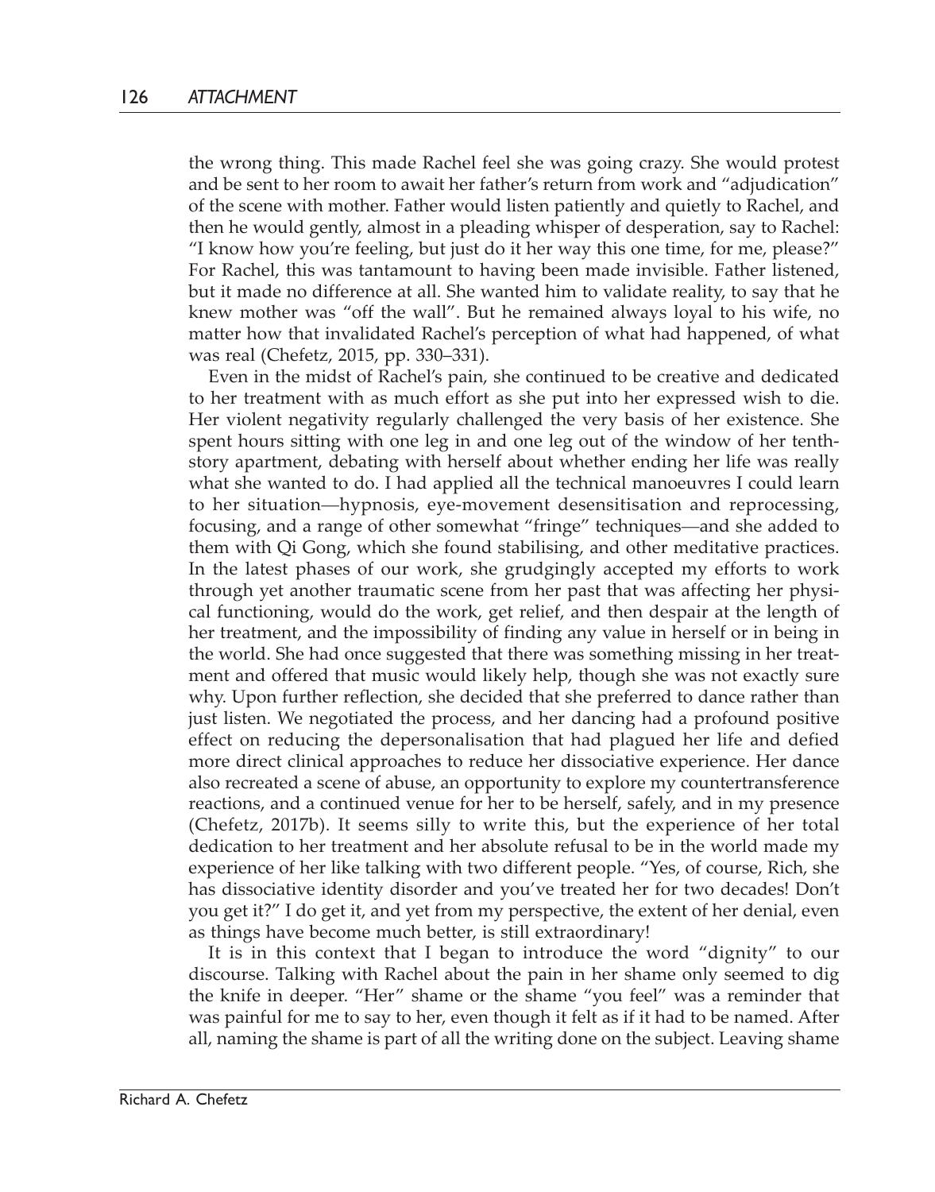the wrong thing. This made Rachel feel she was going crazy. She would protest and be sent to her room to await her father's return from work and "adjudication" of the scene with mother. Father would listen patiently and quietly to Rachel, and then he would gently, almost in a pleading whisper of desperation, say to Rachel: "I know how you're feeling, but just do it her way this one time, for me, please?" For Rachel, this was tantamount to having been made invisible. Father listened, but it made no difference at all. She wanted him to validate reality, to say that he knew mother was "off the wall". But he remained always loyal to his wife, no matter how that invalidated Rachel's perception of what had happened, of what was real (Chefetz, 2015, pp. 330–331).

Even in the midst of Rachel's pain, she continued to be creative and dedicated to her treatment with as much effort as she put into her expressed wish to die. Her violent negativity regularly challenged the very basis of her existence. She spent hours sitting with one leg in and one leg out of the window of her tenth-story apartment, debating with herself about whether ending her life was really what she wanted to do. I had applied all the technical manoeuvres I could learn to her situation—hypnosis, eye-movement desensitisation and reprocessing, focusing, and a range of other somewhat "fringe" techniques—and she added to them with Qi Gong, which she found stabilising, and other meditative practices. In the latest phases of our work, she grudgingly accepted my efforts to work through yet another traumatic scene from her past that was affecting her physical functioning, would do the work, get relief, and then despair at the length of her treatment, and the impossibility of finding any value in herself or in being in the world. She had once suggested that there was something missing in her treatment and offered that music would likely help, though she was not exactly sure why. Upon further reflection, she decided that she preferred to dance rather than just listen. We negotiated the process, and her dancing had a profound positive effect on reducing the depersonalisation that had plagued her life and defied more direct clinical approaches to reduce her dissociative experience. Her dance also recreated a scene of abuse, an opportunity to explore my countertransference reactions, and a continued venue for her to be herself, safely, and in my presence (Chefetz, 2017b). It seems silly to write this, but the experience of her total dedication to her treatment and her absolute refusal to be in the world made my experience of her like talking with two different people. "Yes, of course, Rich, she has dissociative identity disorder and you've treated her for two decades! Don't you get it?" I do get it, and yet from my perspective, the extent of her denial, even as things have become much better, is still extraordinary!

It is in this context that I began to introduce the word "dignity" to our discourse. Talking with Rachel about the pain in her shame only seemed to dig the knife in deeper. "Her" shame or the shame "you feel" was a reminder that was painful for me to say to her, even though it felt as if it had to be named. After all, naming the shame is part of all the writing done on the subject. Leaving shame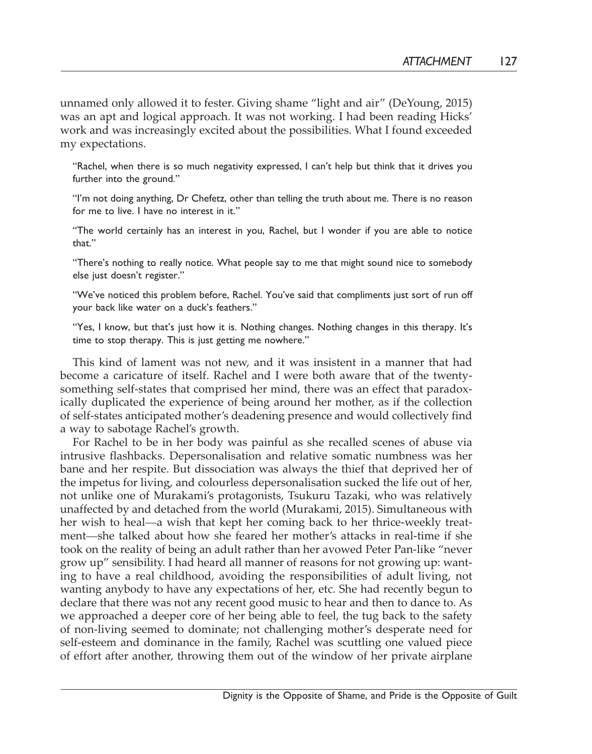unnamed only allowed it to fester. Giving shame "light and air" (DeYoung, 2015) was an apt and logical approach. It was not working. I had been reading Hicks' work and was increasingly excited about the possibilities. What I found exceeded my expectations.

> "Rachel, when there is so much negativity expressed, I can't help but think that it drives you further into the ground."
>
> "I'm not doing anything, Dr Chefetz, other than telling the truth about me. There is no reason for me to live. I have no interest in it."
>
> "The world certainly has an interest in you, Rachel, but I wonder if you are able to notice that."
>
> "There's nothing to really notice. What people say to me that might sound nice to somebody else just doesn't register."
>
> "We've noticed this problem before, Rachel. You've said that compliments just sort of run off your back like water on a duck's feathers."
>
> "Yes, I know, but that's just how it is. Nothing changes. Nothing changes in this therapy. It's time to stop therapy. This is just getting me nowhere."

This kind of lament was not new, and it was insistent in a manner that had become a caricature of itself. Rachel and I were both aware that of the twenty-something self-states that comprised her mind, there was an effect that paradoxically duplicated the experience of being around her mother, as if the collection of self-states anticipated mother's deadening presence and would collectively find a way to sabotage Rachel's growth.

For Rachel to be in her body was painful as she recalled scenes of abuse via intrusive flashbacks. Depersonalisation and relative somatic numbness was her bane and her respite. But dissociation was always the thief that deprived her of the impetus for living, and colourless depersonalisation sucked the life out of her, not unlike one of Murakami's protagonists, Tsukuru Tazaki, who was relatively unaffected by and detached from the world (Murakami, 2015). Simultaneous with her wish to heal—a wish that kept her coming back to her thrice-weekly treatment—she talked about how she feared her mother's attacks in real-time if she took on the reality of being an adult rather than her avowed Peter Pan-like "never grow up" sensibility. I had heard all manner of reasons for not growing up: wanting to have a real childhood, avoiding the responsibilities of adult living, not wanting anybody to have any expectations of her, etc. She had recently begun to declare that there was not any recent good music to hear and then to dance to. As we approached a deeper core of her being able to feel, the tug back to the safety of non-living seemed to dominate; not challenging mother's desperate need for self-esteem and dominance in the family, Rachel was scuttling one valued piece of effort after another, throwing them out of the window of her private airplane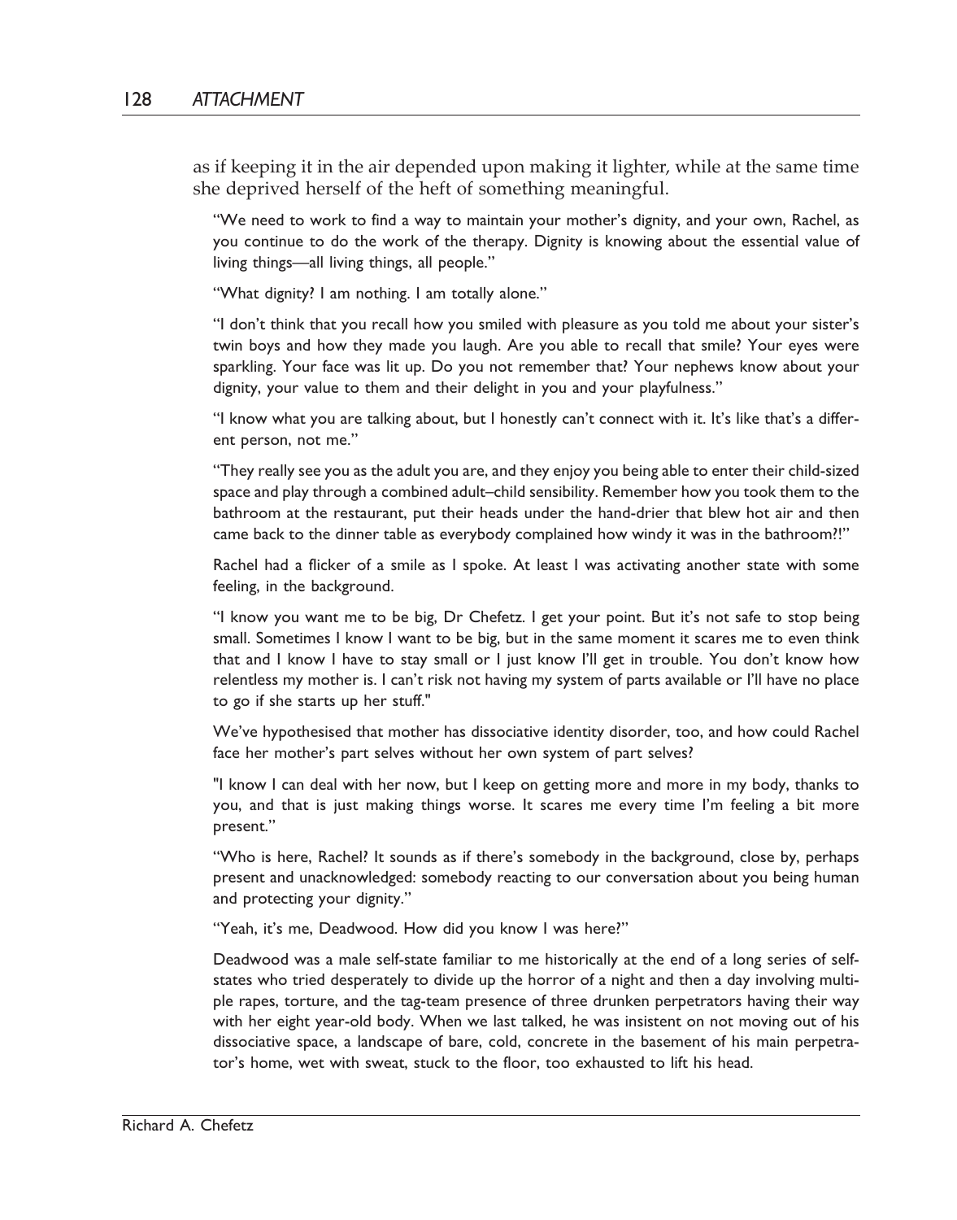as if keeping it in the air depended upon making it lighter, while at the same time she deprived herself of the heft of something meaningful.

"We need to work to find a way to maintain your mother's dignity, and your own, Rachel, as you continue to do the work of the therapy. Dignity is knowing about the essential value of living things—all living things, all people."

"What dignity? I am nothing. I am totally alone."

"I don't think that you recall how you smiled with pleasure as you told me about your sister's twin boys and how they made you laugh. Are you able to recall that smile? Your eyes were sparkling. Your face was lit up. Do you not remember that? Your nephews know about your dignity, your value to them and their delight in you and your playfulness."

"I know what you are talking about, but I honestly can't connect with it. It's like that's a different person, not me."

"They really see you as the adult you are, and they enjoy you being able to enter their child-sized space and play through a combined adult–child sensibility. Remember how you took them to the bathroom at the restaurant, put their heads under the hand-drier that blew hot air and then came back to the dinner table as everybody complained how windy it was in the bathroom?!"

Rachel had a flicker of a smile as I spoke. At least I was activating another state with some feeling, in the background.

"I know you want me to be big, Dr Chefetz. I get your point. But it's not safe to stop being small. Sometimes I know I want to be big, but in the same moment it scares me to even think that and I know I have to stay small or I just know I'll get in trouble. You don't know how relentless my mother is. I can't risk not having my system of parts available or I'll have no place to go if she starts up her stuff."

We've hypothesised that mother has dissociative identity disorder, too, and how could Rachel face her mother's part selves without her own system of part selves?

"I know I can deal with her now, but I keep on getting more and more in my body, thanks to you, and that is just making things worse. It scares me every time I'm feeling a bit more present."

"Who is here, Rachel? It sounds as if there's somebody in the background, close by, perhaps present and unacknowledged: somebody reacting to our conversation about you being human and protecting your dignity."

"Yeah, it's me, Deadwood. How did you know I was here?"

Deadwood was a male self-state familiar to me historically at the end of a long series of self-states who tried desperately to divide up the horror of a night and then a day involving multiple rapes, torture, and the tag-team presence of three drunken perpetrators having their way with her eight year-old body. When we last talked, he was insistent on not moving out of his dissociative space, a landscape of bare, cold, concrete in the basement of his main perpetrator's home, wet with sweat, stuck to the floor, too exhausted to lift his head.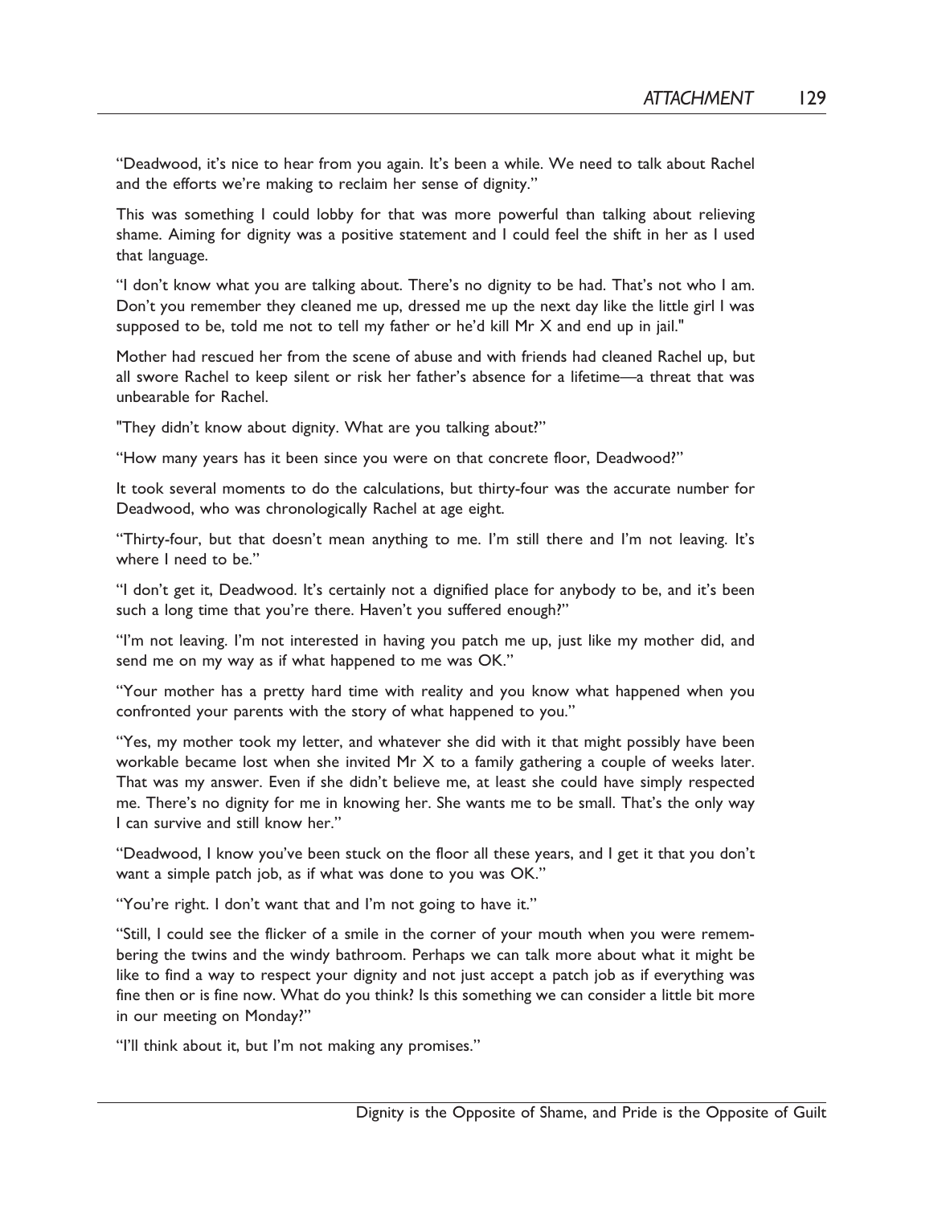"Deadwood, it's nice to hear from you again. It's been a while. We need to talk about Rachel and the efforts we're making to reclaim her sense of dignity."

This was something I could lobby for that was more powerful than talking about relieving shame. Aiming for dignity was a positive statement and I could feel the shift in her as I used that language.

"I don't know what you are talking about. There's no dignity to be had. That's not who I am. Don't you remember they cleaned me up, dressed me up the next day like the little girl I was supposed to be, told me not to tell my father or he'd kill Mr X and end up in jail."

Mother had rescued her from the scene of abuse and with friends had cleaned Rachel up, but all swore Rachel to keep silent or risk her father's absence for a lifetime—a threat that was unbearable for Rachel.

"They didn't know about dignity. What are you talking about?"

"How many years has it been since you were on that concrete floor, Deadwood?"

It took several moments to do the calculations, but thirty-four was the accurate number for Deadwood, who was chronologically Rachel at age eight.

"Thirty-four, but that doesn't mean anything to me. I'm still there and I'm not leaving. It's where I need to be."

"I don't get it, Deadwood. It's certainly not a dignified place for anybody to be, and it's been such a long time that you're there. Haven't you suffered enough?"

"I'm not leaving. I'm not interested in having you patch me up, just like my mother did, and send me on my way as if what happened to me was OK."

"Your mother has a pretty hard time with reality and you know what happened when you confronted your parents with the story of what happened to you."

"Yes, my mother took my letter, and whatever she did with it that might possibly have been workable became lost when she invited Mr X to a family gathering a couple of weeks later. That was my answer. Even if she didn't believe me, at least she could have simply respected me. There's no dignity for me in knowing her. She wants me to be small. That's the only way I can survive and still know her."

"Deadwood, I know you've been stuck on the floor all these years, and I get it that you don't want a simple patch job, as if what was done to you was OK."

"You're right. I don't want that and I'm not going to have it."

"Still, I could see the flicker of a smile in the corner of your mouth when you were remembering the twins and the windy bathroom. Perhaps we can talk more about what it might be like to find a way to respect your dignity and not just accept a patch job as if everything was fine then or is fine now. What do you think? Is this something we can consider a little bit more in our meeting on Monday?"

"I'll think about it, but I'm not making any promises."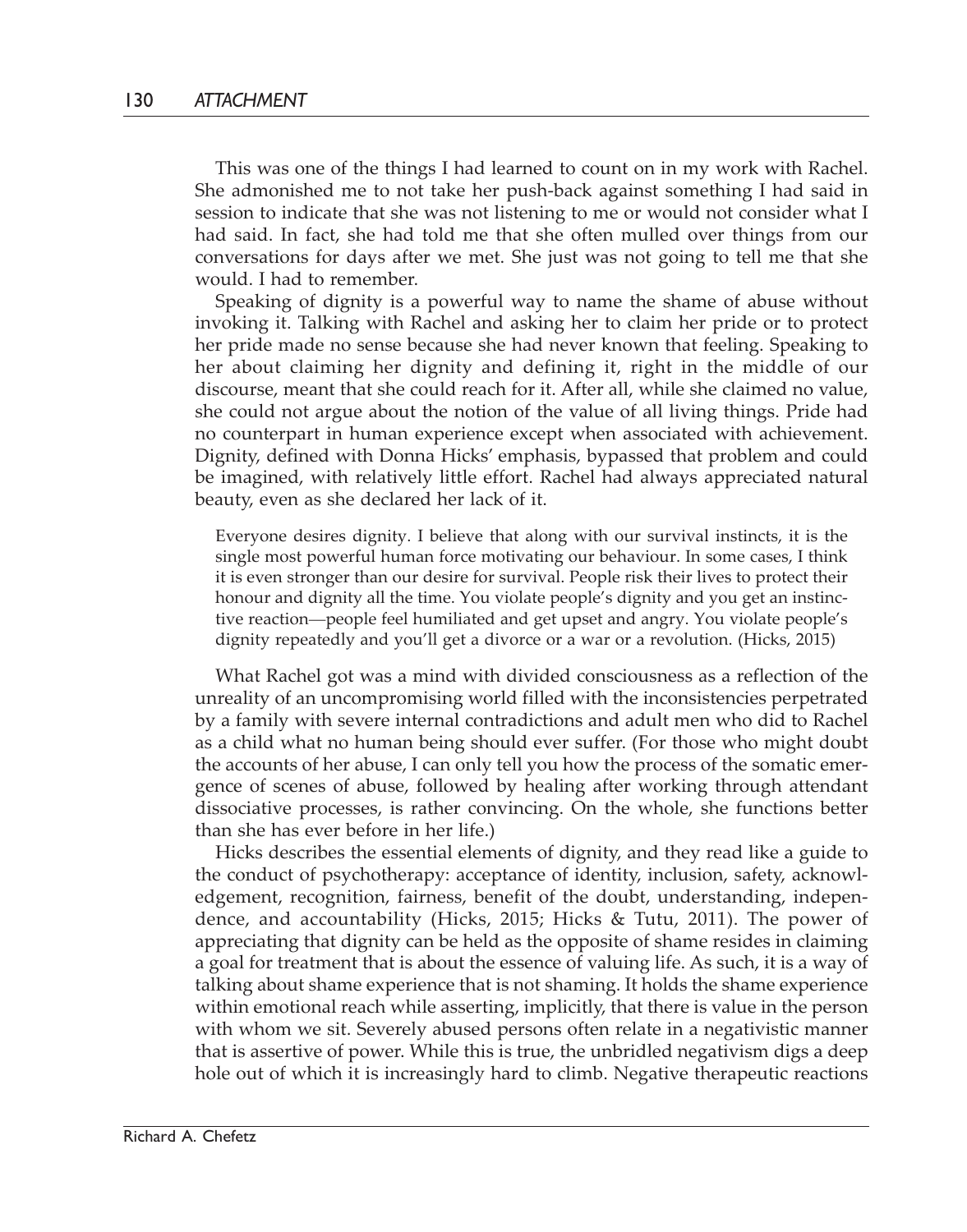This was one of the things I had learned to count on in my work with Rachel. She admonished me to not take her push-back against something I had said in session to indicate that she was not listening to me or would not consider what I had said. In fact, she had told me that she often mulled over things from our conversations for days after we met. She just was not going to tell me that she would. I had to remember.

Speaking of dignity is a powerful way to name the shame of abuse without invoking it. Talking with Rachel and asking her to claim her pride or to protect her pride made no sense because she had never known that feeling. Speaking to her about claiming her dignity and defining it, right in the middle of our discourse, meant that she could reach for it. After all, while she claimed no value, she could not argue about the notion of the value of all living things. Pride had no counterpart in human experience except when associated with achievement. Dignity, defined with Donna Hicks' emphasis, bypassed that problem and could be imagined, with relatively little effort. Rachel had always appreciated natural beauty, even as she declared her lack of it.

> Everyone desires dignity. I believe that along with our survival instincts, it is the single most powerful human force motivating our behaviour. In some cases, I think it is even stronger than our desire for survival. People risk their lives to protect their honour and dignity all the time. You violate people's dignity and you get an instinctive reaction—people feel humiliated and get upset and angry. You violate people's dignity repeatedly and you'll get a divorce or a war or a revolution. (Hicks, 2015)

What Rachel got was a mind with divided consciousness as a reflection of the unreality of an uncompromising world filled with the inconsistencies perpetrated by a family with severe internal contradictions and adult men who did to Rachel as a child what no human being should ever suffer. (For those who might doubt the accounts of her abuse, I can only tell you how the process of the somatic emergence of scenes of abuse, followed by healing after working through attendant dissociative processes, is rather convincing. On the whole, she functions better than she has ever before in her life.)

Hicks describes the essential elements of dignity, and they read like a guide to the conduct of psychotherapy: acceptance of identity, inclusion, safety, acknowledgement, recognition, fairness, benefit of the doubt, understanding, independence, and accountability (Hicks, 2015; Hicks & Tutu, 2011). The power of appreciating that dignity can be held as the opposite of shame resides in claiming a goal for treatment that is about the essence of valuing life. As such, it is a way of talking about shame experience that is not shaming. It holds the shame experience within emotional reach while asserting, implicitly, that there is value in the person with whom we sit. Severely abused persons often relate in a negativistic manner that is assertive of power. While this is true, the unbridled negativism digs a deep hole out of which it is increasingly hard to climb. Negative therapeutic reactions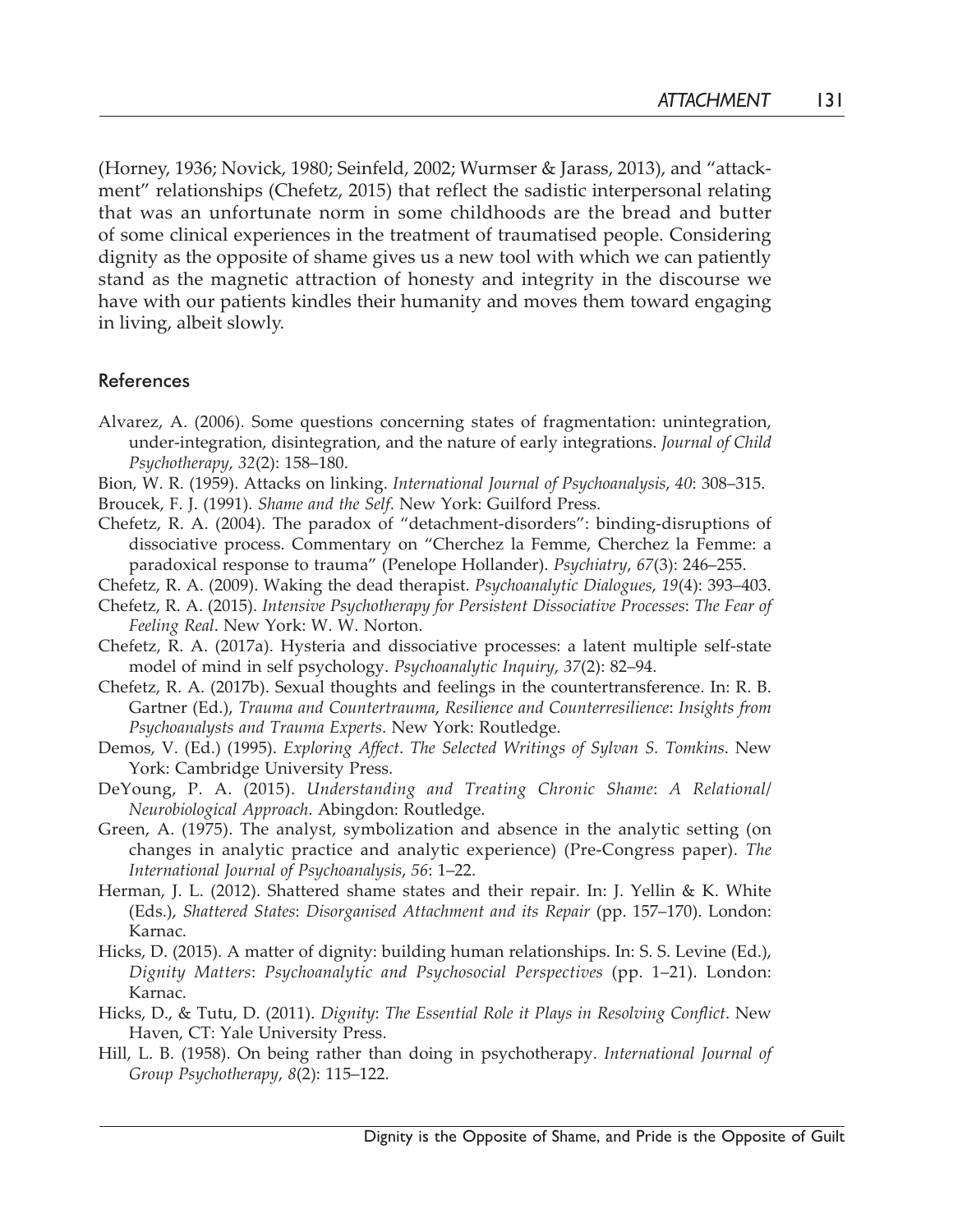(Horney, 1936; Novick, 1980; Seinfeld, 2002; Wurmser & Jarass, 2013), and "attack-ment" relationships (Chefetz, 2015) that reflect the sadistic interpersonal relating that was an unfortunate norm in some childhoods are the bread and butter of some clinical experiences in the treatment of traumatised people. Considering dignity as the opposite of shame gives us a new tool with which we can patiently stand as the magnetic attraction of honesty and integrity in the discourse we have with our patients kindles their humanity and moves them toward engaging in living, albeit slowly.

## References

Alvarez, A. (2006). Some questions concerning states of fragmentation: unintegration, under-integration, disintegration, and the nature of early integrations. *Journal of Child Psychotherapy*, *32*(2): 158–180.

Bion, W. R. (1959). Attacks on linking. *International Journal of Psychoanalysis*, *40*: 308–315.

Broucek, F. J. (1991). *Shame and the Self*. New York: Guilford Press.

Chefetz, R. A. (2004). The paradox of "detachment-disorders": binding-disruptions of dissociative process. Commentary on "Cherchez la Femme, Cherchez la Femme: a paradoxical response to trauma" (Penelope Hollander). *Psychiatry*, *67*(3): 246–255.

Chefetz, R. A. (2009). Waking the dead therapist. *Psychoanalytic Dialogues*, *19*(4): 393–403.

Chefetz, R. A. (2015). *Intensive Psychotherapy for Persistent Dissociative Processes*: *The Fear of Feeling Real*. New York: W. W. Norton.

Chefetz, R. A. (2017a). Hysteria and dissociative processes: a latent multiple self-state model of mind in self psychology. *Psychoanalytic Inquiry*, *37*(2): 82–94.

Chefetz, R. A. (2017b). Sexual thoughts and feelings in the countertransference. In: R. B. Gartner (Ed.), *Trauma and Countertrauma*, *Resilience and Counterresilience*: *Insights from Psychoanalysts and Trauma Experts*. New York: Routledge.

Demos, V. (Ed.) (1995). *Exploring Affect*. *The Selected Writings of Sylvan S. Tomkins*. New York: Cambridge University Press.

DeYoung, P. A. (2015). *Understanding and Treating Chronic Shame*: *A Relational/Neurobiological Approach*. Abingdon: Routledge.

Green, A. (1975). The analyst, symbolization and absence in the analytic setting (on changes in analytic practice and analytic experience) (Pre-Congress paper). *The International Journal of Psychoanalysis*, *56*: 1–22.

Herman, J. L. (2012). Shattered shame states and their repair. In: J. Yellin & K. White (Eds.), *Shattered States*: *Disorganised Attachment and its Repair* (pp. 157–170). London: Karnac.

Hicks, D. (2015). A matter of dignity: building human relationships. In: S. S. Levine (Ed.), *Dignity Matters*: *Psychoanalytic and Psychosocial Perspectives* (pp. 1–21). London: Karnac.

Hicks, D., & Tutu, D. (2011). *Dignity*: *The Essential Role it Plays in Resolving Conflict*. New Haven, CT: Yale University Press.

Hill, L. B. (1958). On being rather than doing in psychotherapy. *International Journal of Group Psychotherapy*, *8*(2): 115–122.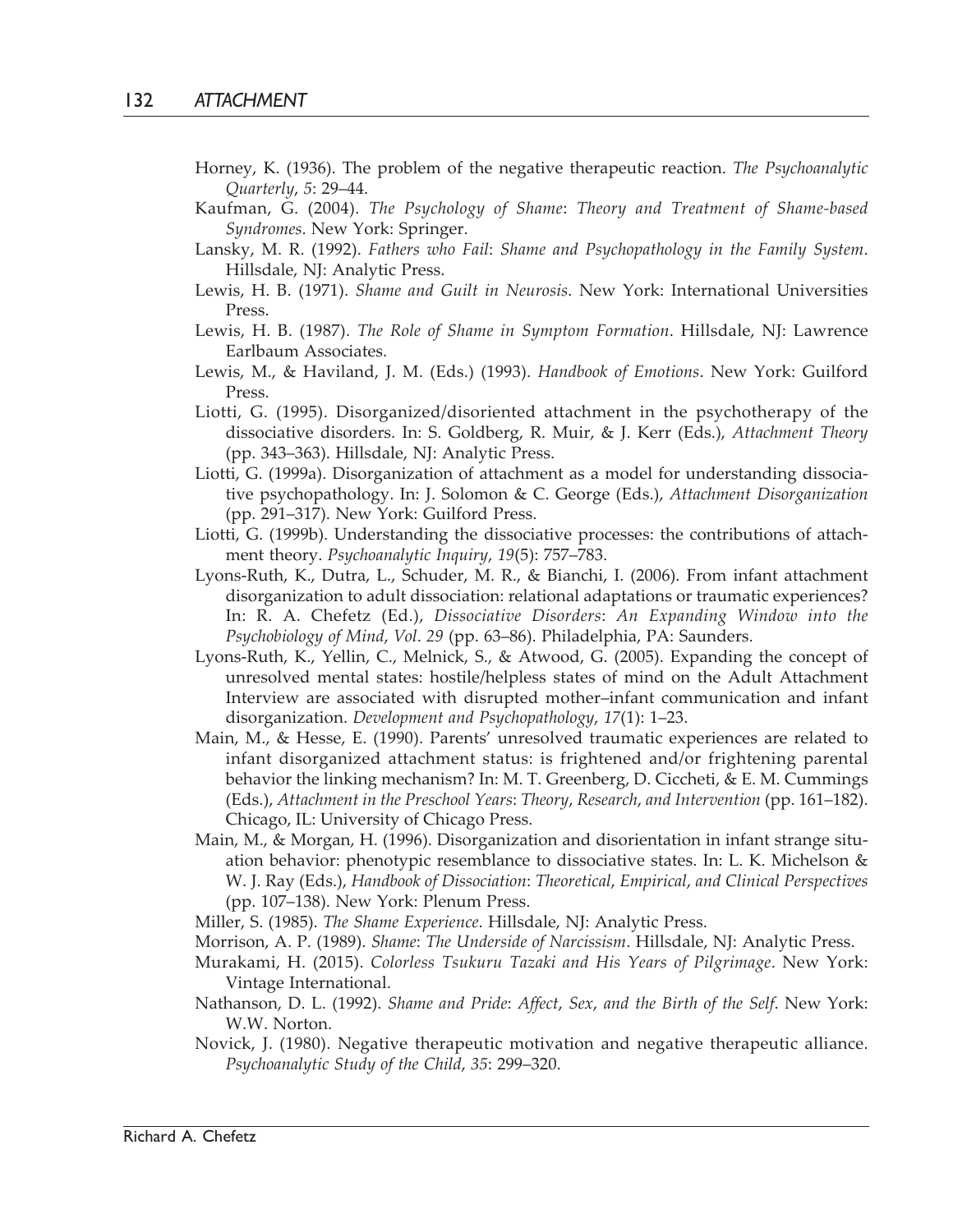Horney, K. (1936). The problem of the negative therapeutic reaction. *The Psychoanalytic Quarterly*, *5*: 29–44.

Kaufman, G. (2004). *The Psychology of Shame*: *Theory and Treatment of Shame-based Syndromes*. New York: Springer.

Lansky, M. R. (1992). *Fathers who Fail*: *Shame and Psychopathology in the Family System*. Hillsdale, NJ: Analytic Press.

Lewis, H. B. (1971). *Shame and Guilt in Neurosis*. New York: International Universities Press.

Lewis, H. B. (1987). *The Role of Shame in Symptom Formation*. Hillsdale, NJ: Lawrence Earlbaum Associates.

Lewis, M., & Haviland, J. M. (Eds.) (1993). *Handbook of Emotions*. New York: Guilford Press.

Liotti, G. (1995). Disorganized/disoriented attachment in the psychotherapy of the dissociative disorders. In: S. Goldberg, R. Muir, & J. Kerr (Eds.), *Attachment Theory* (pp. 343–363). Hillsdale, NJ: Analytic Press.

Liotti, G. (1999a). Disorganization of attachment as a model for understanding dissociative psychopathology. In: J. Solomon & C. George (Eds.), *Attachment Disorganization* (pp. 291–317). New York: Guilford Press.

Liotti, G. (1999b). Understanding the dissociative processes: the contributions of attachment theory. *Psychoanalytic Inquiry*, *19*(5): 757–783.

Lyons-Ruth, K., Dutra, L., Schuder, M. R., & Bianchi, I. (2006). From infant attachment disorganization to adult dissociation: relational adaptations or traumatic experiences? In: R. A. Chefetz (Ed.), *Dissociative Disorders*: *An Expanding Window into the Psychobiology of Mind*, *Vol*. *29* (pp. 63–86). Philadelphia, PA: Saunders.

Lyons-Ruth, K., Yellin, C., Melnick, S., & Atwood, G. (2005). Expanding the concept of unresolved mental states: hostile/helpless states of mind on the Adult Attachment Interview are associated with disrupted mother–infant communication and infant disorganization. *Development and Psychopathology*, *17*(1): 1–23.

Main, M., & Hesse, E. (1990). Parents' unresolved traumatic experiences are related to infant disorganized attachment status: is frightened and/or frightening parental behavior the linking mechanism? In: M. T. Greenberg, D. Ciccheti, & E. M. Cummings (Eds.), *Attachment in the Preschool Years*: *Theory*, *Research*, *and Intervention* (pp. 161–182). Chicago, IL: University of Chicago Press.

Main, M., & Morgan, H. (1996). Disorganization and disorientation in infant strange situation behavior: phenotypic resemblance to dissociative states. In: L. K. Michelson & W. J. Ray (Eds.), *Handbook of Dissociation*: *Theoretical*, *Empirical*, *and Clinical Perspectives* (pp. 107–138). New York: Plenum Press.

Miller, S. (1985). *The Shame Experience*. Hillsdale, NJ: Analytic Press.

Morrison, A. P. (1989). *Shame*: *The Underside of Narcissism*. Hillsdale, NJ: Analytic Press.

Murakami, H. (2015). *Colorless Tsukuru Tazaki and His Years of Pilgrimage*. New York: Vintage International.

Nathanson, D. L. (1992). *Shame and Pride*: *Affect*, *Sex*, *and the Birth of the Self*. New York: W.W. Norton.

Novick, J. (1980). Negative therapeutic motivation and negative therapeutic alliance. *Psychoanalytic Study of the Child*, *35*: 299–320.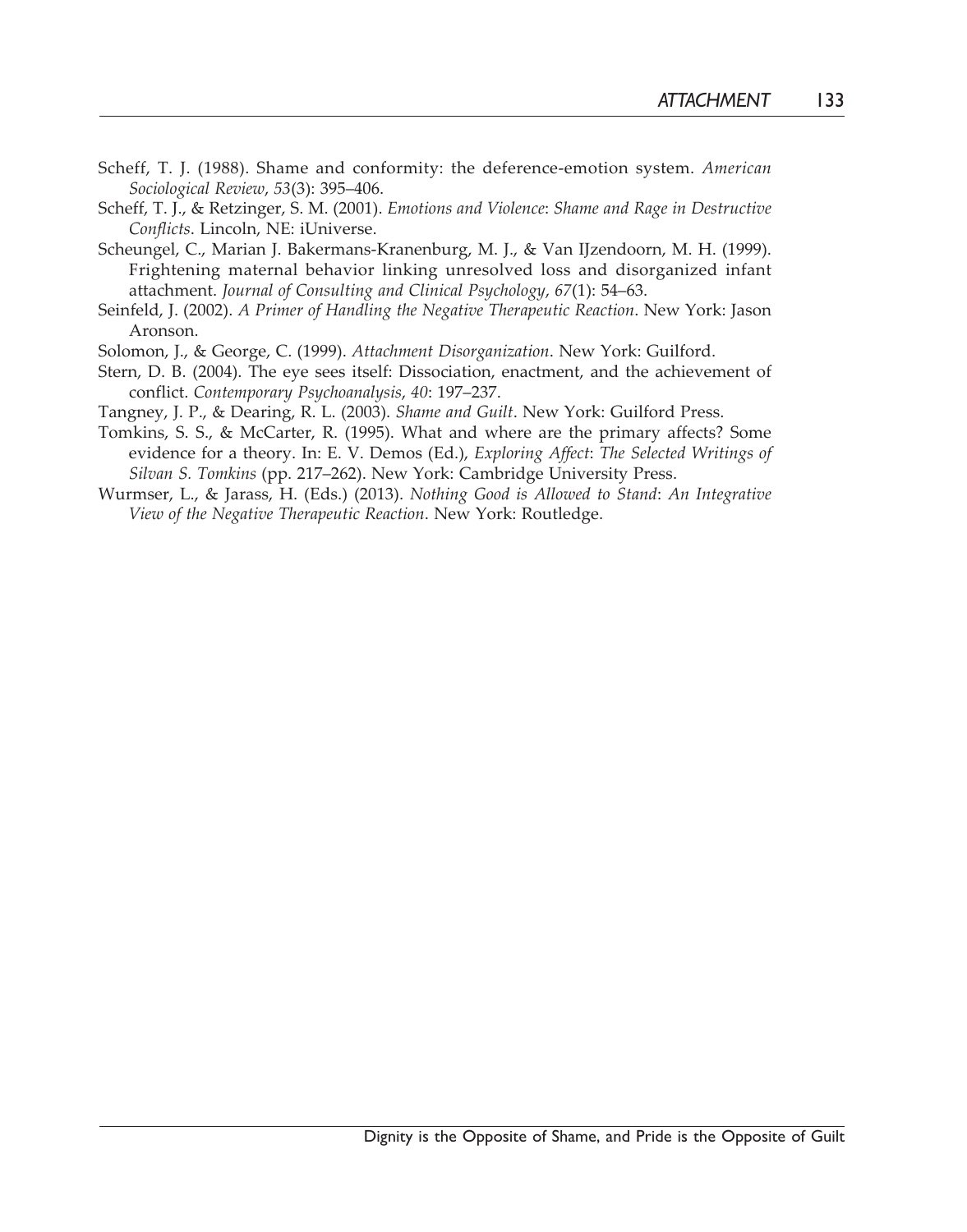Scheff, T. J. (1988). Shame and conformity: the deference-emotion system. *American Sociological Review*, *53*(3): 395–406.

Scheff, T. J., & Retzinger, S. M. (2001). *Emotions and Violence*: *Shame and Rage in Destructive Conflicts*. Lincoln, NE: iUniverse.

Scheungel, C., Marian J. Bakermans-Kranenburg, M. J., & Van IJzendoorn, M. H. (1999). Frightening maternal behavior linking unresolved loss and disorganized infant attachment. *Journal of Consulting and Clinical Psychology*, *67*(1): 54–63.

Seinfeld, J. (2002). *A Primer of Handling the Negative Therapeutic Reaction*. New York: Jason Aronson.

Solomon, J., & George, C. (1999). *Attachment Disorganization*. New York: Guilford.

Stern, D. B. (2004). The eye sees itself: Dissociation, enactment, and the achievement of conflict. *Contemporary Psychoanalysis*, *40*: 197–237.

Tangney, J. P., & Dearing, R. L. (2003). *Shame and Guilt*. New York: Guilford Press.

Tomkins, S. S., & McCarter, R. (1995). What and where are the primary affects? Some evidence for a theory. In: E. V. Demos (Ed.), *Exploring Affect*: *The Selected Writings of Silvan S. Tomkins* (pp. 217–262). New York: Cambridge University Press.

Wurmser, L., & Jarass, H. (Eds.) (2013). *Nothing Good is Allowed to Stand*: *An Integrative View of the Negative Therapeutic Reaction*. New York: Routledge.